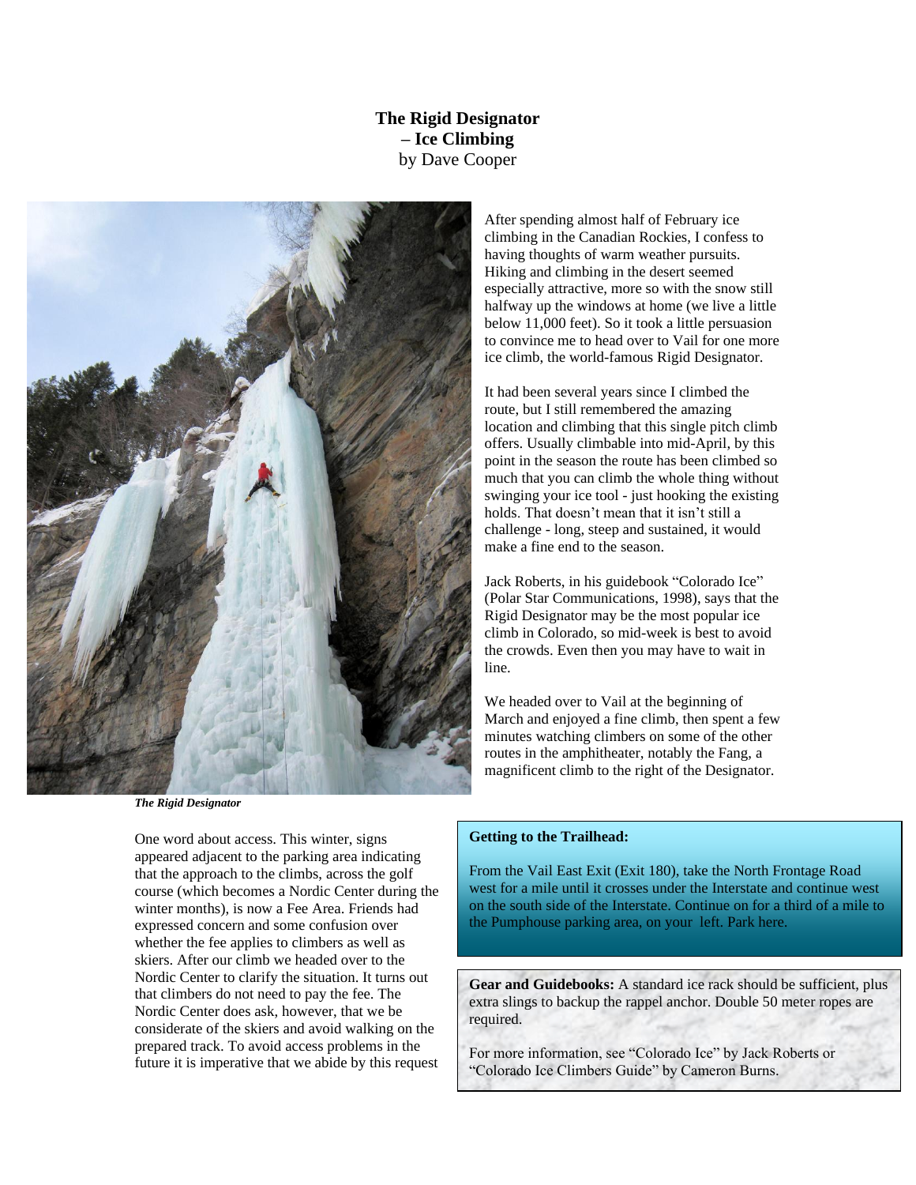# The Rigid Designator – Ice Climbing

by Dave Cooper

*The Rigid Designator*

After spending almost half of February ice climbing in the Canadian Rockies, I confess to having thoughts of warm weather pursuits. Hiking and climbing in the desert seemed especially attractive, more so with the snow still halfway up the windows at home (we live a little below 11,000 feet). So it took a little persuasion to convince me to head over to Vail for one more ice climb, the world-famous Rigid Designator.

It had been several years since I climbed the route, but I still remembered the amazing location and climbing that this single pitch climb offers. Usually climbable into mid-April, by this point in the season the route has been climbed so much that you can climb the whole thing without swinging your ice tool - just hooking the existing holds. That doesn't mean that it isn't still a challenge - long, steep and sustained, it would make a fine end to the season.

Jack Roberts, in his guidebook "Colorado Ice" (Polar Star Communications, 1998), says that the Rigid Designator may be the most popular ice climb in Colorado, so mid-week is best to avoid the crowds. Even then you may have to wait in line.

We headed over to Vail at the beginning of March and enjoyed a fine climb, then spent a few minutes watching climbers on some of the other routes in the amphitheater, notably the Fang, a magnificent climb to the right of the Designator.

One word about access. This winter, signs appeared adjacent to the parking area indicating that the approach to the climbs, across the golf course (which becomes a Nordic Center during the winter months), is now a Fee Area. Friends had expressed concern and some confusion over whether the fee applies to climbers as well as skiers. After our climb we headed over to the Nordic Center to clarify the situation. It turns out that climbers do not need to pay the fee. The Nordic Center does ask, however, that we be considerate of the skiers and avoid walking on the prepared track. To avoid access problems in the future it is imperative that we abide by this request

**Getting to the Trailhead:**

From the Vail East Exit (Exit 180), take the North Frontage Road west for a mile until it crosses under the Interstate and continue west on the south side of the Interstate. Continue on for a third of a mile to the Pumphouse parking area, on your left. Park here.

**Gear and Guidebooks:** A standard ice rack should be sufficient, plus extra slings to backup the rappel anchor. Double 50 meter ropes are required.

For more information, see "Colorado Ice" by Jack Roberts or "Colorado Ice Climbers Guide" by Cameron Burns.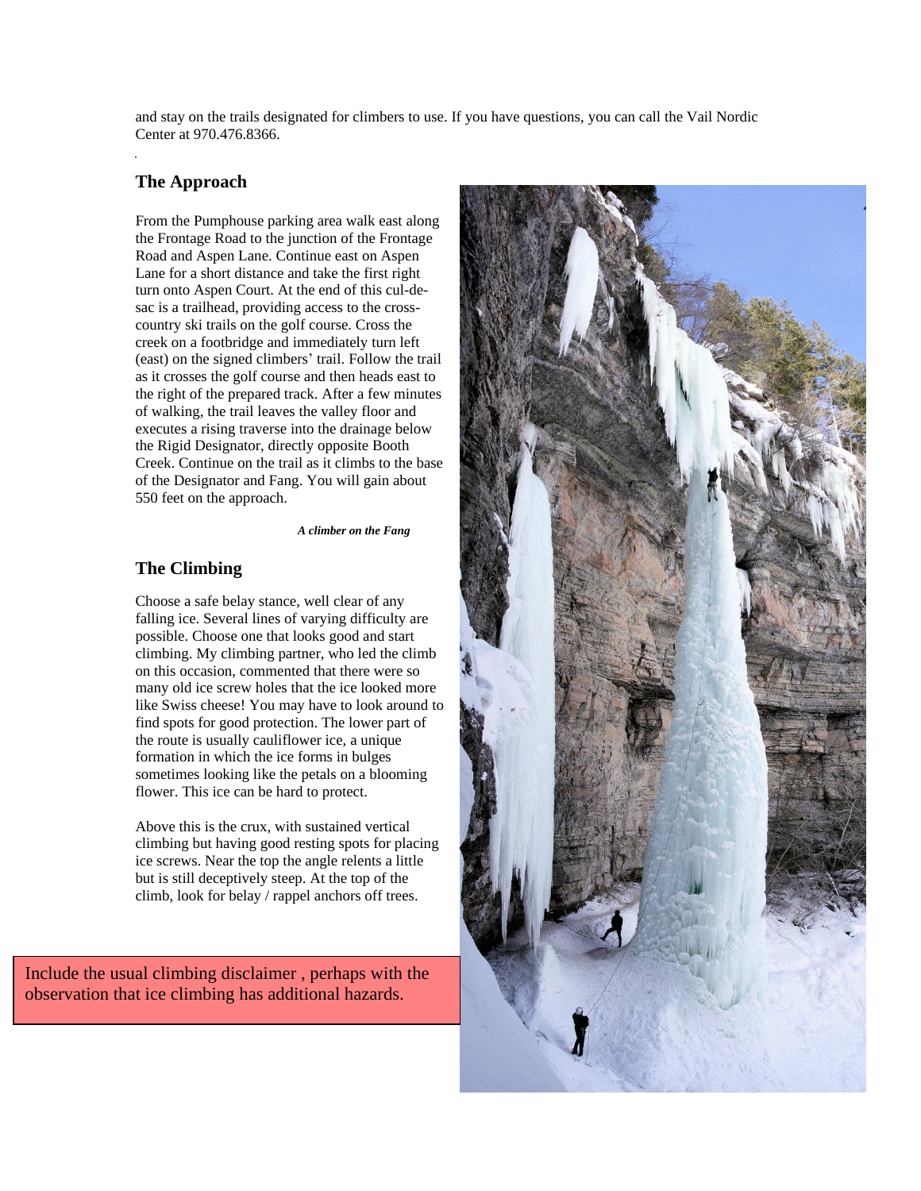and stay on the trails designated for climbers to use. If you have questions, you can call the Vail Nordic Center at 970.476.8366.

## The Approach

From the Pumphouse parking area walk east along the Frontage Road to the junction of the Frontage Road and Aspen Lane. Continue east on Aspen Lane for a short distance and take the first right turn onto Aspen Court. At the end of this cul-de-sac is a trailhead, providing access to the cross-country ski trails on the golf course. Cross the creek on a footbridge and immediately turn left (east) on the signed climbers' trail. Follow the trail as it crosses the golf course and then heads east to the right of the prepared track. After a few minutes of walking, the trail leaves the valley floor and executes a rising traverse into the drainage below the Rigid Designator, directly opposite Booth Creek. Continue on the trail as it climbs to the base of the Designator and Fang. You will gain about 550 feet on the approach.

***A climber on the Fang***

## The Climbing

Choose a safe belay stance, well clear of any falling ice. Several lines of varying difficulty are possible. Choose one that looks good and start climbing. My climbing partner, who led the climb on this occasion, commented that there were so many old ice screw holes that the ice looked more like Swiss cheese! You may have to look around to find spots for good protection. The lower part of the route is usually cauliflower ice, a unique formation in which the ice forms in bulges sometimes looking like the petals on a blooming flower. This ice can be hard to protect.

Above this is the crux, with sustained vertical climbing but having good resting spots for placing ice screws. Near the top the angle relents a little but is still deceptively steep. At the top of the climb, look for belay / rappel anchors off trees.

Include the usual climbing disclaimer , perhaps with the observation that ice climbing has additional hazards.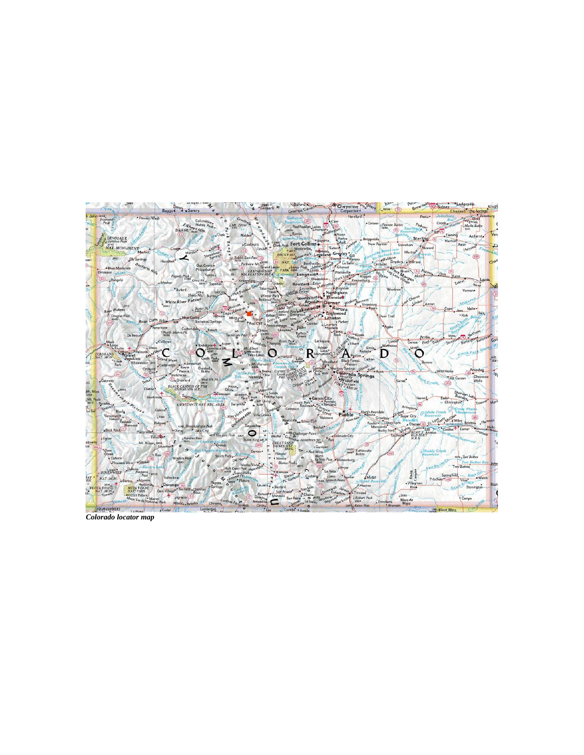*Colorado locator map*